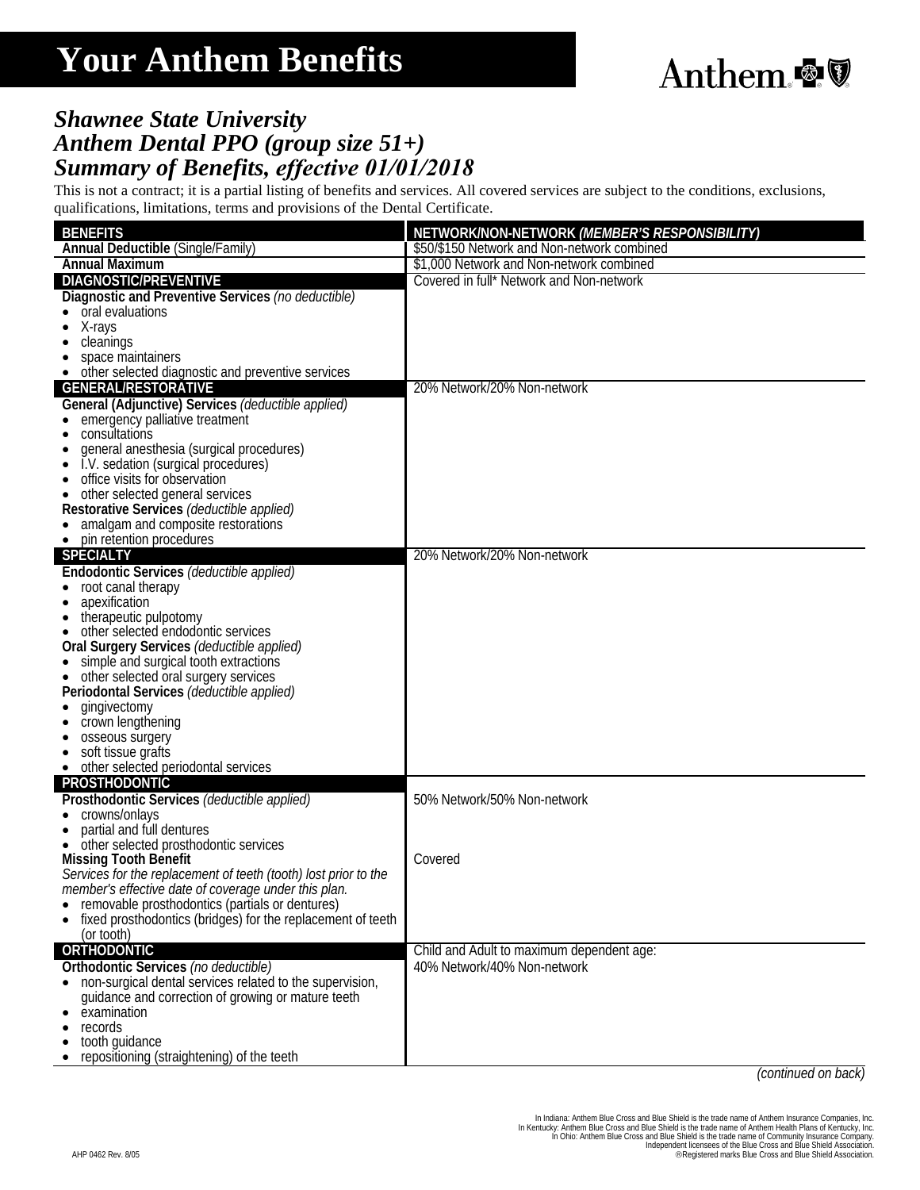# Your Anthem Benefits

Anthem

## *Shawnee State University*
## *Anthem Dental PPO (group size 51+)*
## *Summary of Benefits, effective 01/01/2018*

This is not a contract; it is a partial listing of benefits and services. All covered services are subject to the conditions, exclusions, qualifications, limitations, terms and provisions of the Dental Certificate.

| BENEFITS | NETWORK/NON-NETWORK *(MEMBER'S RESPONSIBILITY)* |
|---|---|
| **Annual Deductible** (Single/Family) | $50/$150 Network and Non-network combined |
| **Annual Maximum** | $1,000 Network and Non-network combined |
| **DIAGNOSTIC/PREVENTIVE** | Covered in full* Network and Non-network |
| **Diagnostic and Preventive Services** *(no deductible)*<br>• oral evaluations<br>• X-rays<br>• cleanings<br>• space maintainers<br>• other selected diagnostic and preventive services | |
| **GENERAL/RESTORATIVE** | 20% Network/20% Non-network |
| **General (Adjunctive) Services** *(deductible applied)*<br>• emergency palliative treatment<br>• consultations<br>• general anesthesia (surgical procedures)<br>• I.V. sedation (surgical procedures)<br>• office visits for observation<br>• other selected general services<br>**Restorative Services** *(deductible applied)*<br>• amalgam and composite restorations<br>• pin retention procedures | |
| **SPECIALTY** | 20% Network/20% Non-network |
| **Endodontic Services** *(deductible applied)*<br>• root canal therapy<br>• apexification<br>• therapeutic pulpotomy<br>• other selected endodontic services<br>**Oral Surgery Services** *(deductible applied)*<br>• simple and surgical tooth extractions<br>• other selected oral surgery services<br>**Periodontal Services** *(deductible applied)*<br>• gingivectomy<br>• crown lengthening<br>• osseous surgery<br>• soft tissue grafts<br>• other selected periodontal services | |
| **PROSTHODONTIC** | |
| **Prosthodontic Services** *(deductible applied)*<br>• crowns/onlays<br>• partial and full dentures<br>• other selected prosthodontic services | 50% Network/50% Non-network |
| **Missing Tooth Benefit**<br>*Services for the replacement of teeth (tooth) lost prior to the member's effective date of coverage under this plan.*<br>• removable prosthodontics (partials or dentures)<br>• fixed prosthodontics (bridges) for the replacement of teeth (or tooth) | Covered |
| **ORTHODONTIC** | Child and Adult to maximum dependent age: |
| **Orthodontic Services** *(no deductible)*<br>• non-surgical dental services related to the supervision, guidance and correction of growing or mature teeth<br>• examination<br>• records<br>• tooth guidance<br>• repositioning (straightening) of the teeth | 40% Network/40% Non-network |

*(continued on back)*

AHP 0462 Rev. 8/05

In Indiana: Anthem Blue Cross and Blue Shield is the trade name of Anthem Insurance Companies, Inc.
In Kentucky: Anthem Blue Cross and Blue Shield is the trade name of Anthem Health Plans of Kentucky, Inc.
In Ohio: Anthem Blue Cross and Blue Shield is the trade name of Community Insurance Company.
Independent licensees of the Blue Cross and Blue Shield Association.
®Registered marks Blue Cross and Blue Shield Association.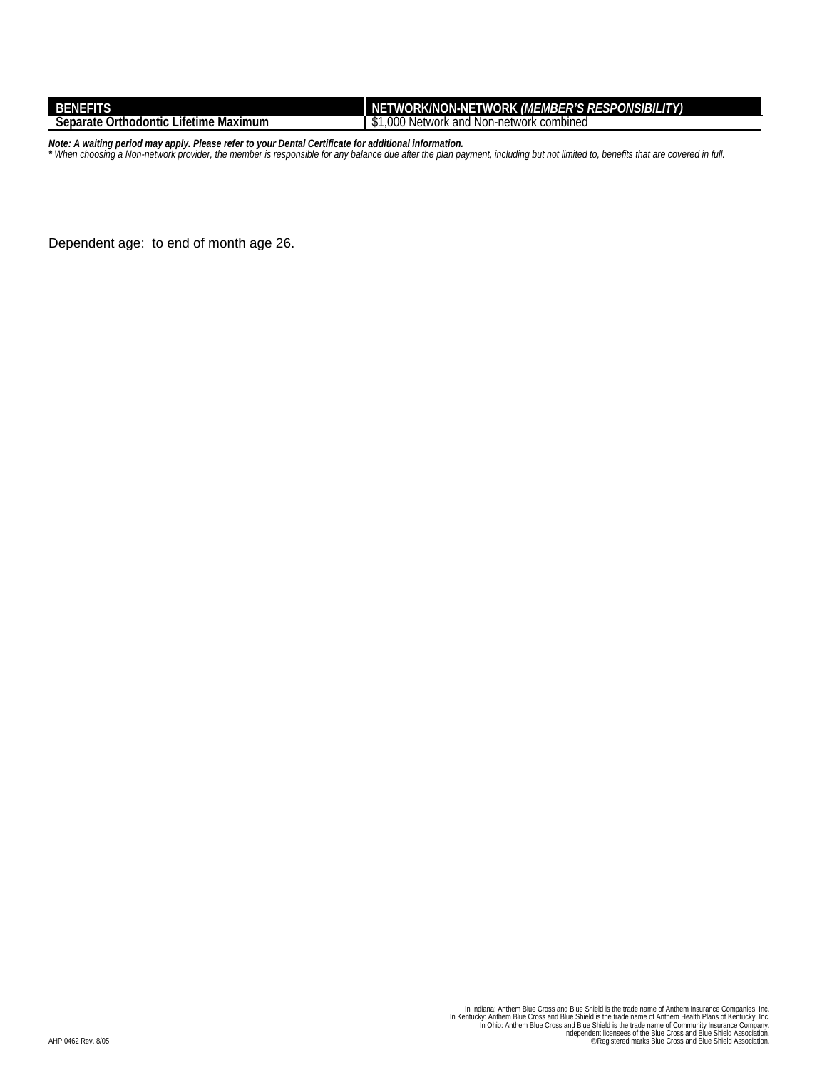| BENEFITS | NETWORK/NON-NETWORK *(MEMBER'S RESPONSIBILITY)* |
|---|---|
| **Separate Orthodontic Lifetime Maximum** | $1,000 Network and Non-network combined |

***Note: A waiting period may apply. Please refer to your Dental Certificate for additional information.***

***** *When choosing a Non-network provider, the member is responsible for any balance due after the plan payment, including but not limited to, benefits that are covered in full.*

Dependent age: to end of month age 26.

AHP 0462 Rev. 8/05

In Indiana: Anthem Blue Cross and Blue Shield is the trade name of Anthem Insurance Companies, Inc.
In Kentucky: Anthem Blue Cross and Blue Shield is the trade name of Anthem Health Plans of Kentucky, Inc.
In Ohio: Anthem Blue Cross and Blue Shield is the trade name of Community Insurance Company.
Independent licensees of the Blue Cross and Blue Shield Association.
®Registered marks Blue Cross and Blue Shield Association.